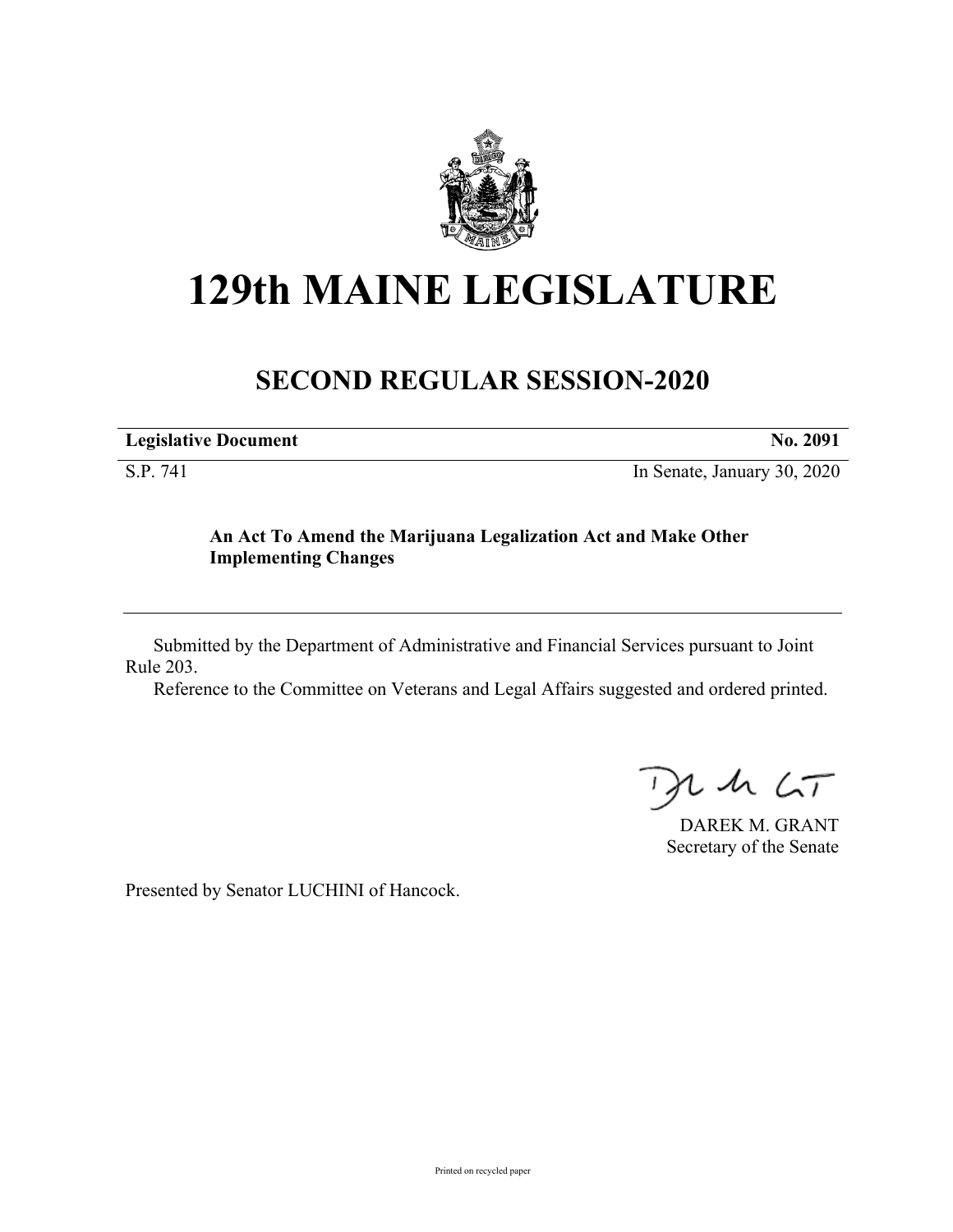# 129th MAINE LEGISLATURE

## SECOND REGULAR SESSION-2020

| **Legislative Document** | **No. 2091** |
|---|---|
| S.P. 741 | In Senate, January 30, 2020 |

**An Act To Amend the Marijuana Legalization Act and Make Other Implementing Changes**

---

Submitted by the Department of Administrative and Financial Services pursuant to Joint Rule 203.

Reference to the Committee on Veterans and Legal Affairs suggested and ordered printed.

DAREK M. GRANT
Secretary of the Senate

Presented by Senator LUCHINI of Hancock.

Printed on recycled paper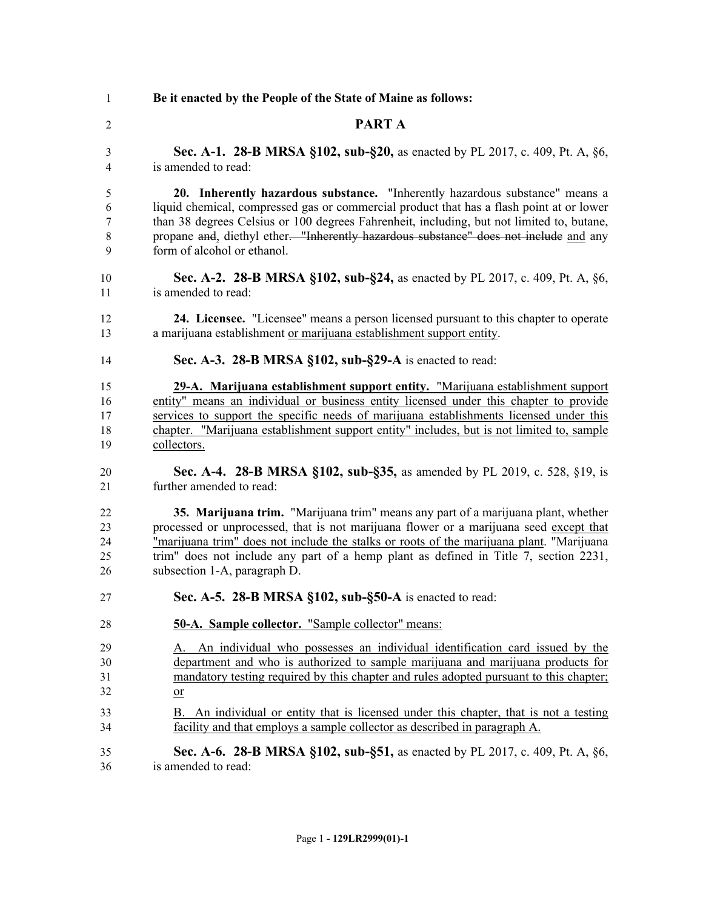**Be it enacted by the People of the State of Maine as follows:**

## PART A

**Sec. A-1. 28-B MRSA §102, sub-§20,** as enacted by PL 2017, c. 409, Pt. A, §6, is amended to read:

**20. Inherently hazardous substance.** "Inherently hazardous substance" means a liquid chemical, compressed gas or commercial product that has a flash point at or lower than 38 degrees Celsius or 100 degrees Fahrenheit, including, but not limited to, butane, propane ~~and~~, diethyl ether~~. "Inherently hazardous substance" does not include~~ and any form of alcohol or ethanol.

**Sec. A-2. 28-B MRSA §102, sub-§24,** as enacted by PL 2017, c. 409, Pt. A, §6, is amended to read:

**24. Licensee.** "Licensee" means a person licensed pursuant to this chapter to operate a marijuana establishment or marijuana establishment support entity.

**Sec. A-3. 28-B MRSA §102, sub-§29-A** is enacted to read:

**29-A. Marijuana establishment support entity.** "Marijuana establishment support entity" means an individual or business entity licensed under this chapter to provide services to support the specific needs of marijuana establishments licensed under this chapter. "Marijuana establishment support entity" includes, but is not limited to, sample collectors.

**Sec. A-4. 28-B MRSA §102, sub-§35,** as amended by PL 2019, c. 528, §19, is further amended to read:

**35. Marijuana trim.** "Marijuana trim" means any part of a marijuana plant, whether processed or unprocessed, that is not marijuana flower or a marijuana seed except that "marijuana trim" does not include the stalks or roots of the marijuana plant. "Marijuana trim" does not include any part of a hemp plant as defined in Title 7, section 2231, subsection 1-A, paragraph D.

**Sec. A-5. 28-B MRSA §102, sub-§50-A** is enacted to read:

**50-A. Sample collector.** "Sample collector" means:

A. An individual who possesses an individual identification card issued by the department and who is authorized to sample marijuana and marijuana products for mandatory testing required by this chapter and rules adopted pursuant to this chapter; or

B. An individual or entity that is licensed under this chapter, that is not a testing facility and that employs a sample collector as described in paragraph A.

**Sec. A-6. 28-B MRSA §102, sub-§51,** as enacted by PL 2017, c. 409, Pt. A, §6, is amended to read: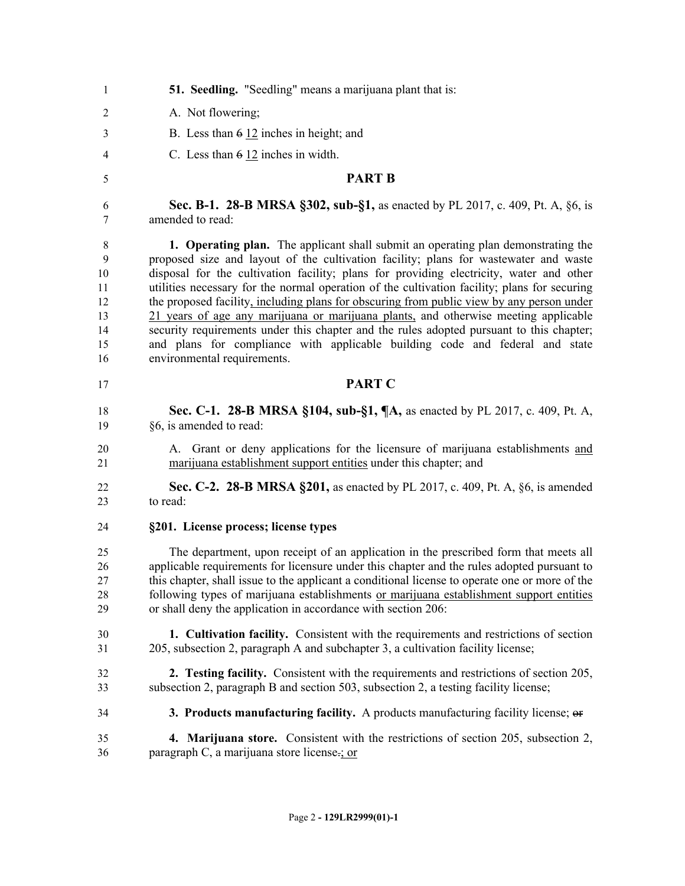**51. Seedling.** "Seedling" means a marijuana plant that is:

A. Not flowering;

B. Less than ~~6~~ <u>12</u> inches in height; and

C. Less than ~~6~~ <u>12</u> inches in width.

## PART B

**Sec. B-1. 28-B MRSA §302, sub-§1,** as enacted by PL 2017, c. 409, Pt. A, §6, is amended to read:

**1. Operating plan.** The applicant shall submit an operating plan demonstrating the proposed size and layout of the cultivation facility; plans for wastewater and waste disposal for the cultivation facility; plans for providing electricity, water and other utilities necessary for the normal operation of the cultivation facility; plans for securing the proposed facility<u>, including plans for obscuring from public view by any person under 21 years of age any marijuana or marijuana plants,</u> and otherwise meeting applicable security requirements under this chapter and the rules adopted pursuant to this chapter; and plans for compliance with applicable building code and federal and state environmental requirements.

## PART C

**Sec. C-1. 28-B MRSA §104, sub-§1, ¶A,** as enacted by PL 2017, c. 409, Pt. A, §6, is amended to read:

A. Grant or deny applications for the licensure of marijuana establishments <u>and marijuana establishment support entities</u> under this chapter; and

**Sec. C-2. 28-B MRSA §201,** as enacted by PL 2017, c. 409, Pt. A, §6, is amended to read:

**§201. License process; license types**

The department, upon receipt of an application in the prescribed form that meets all applicable requirements for licensure under this chapter and the rules adopted pursuant to this chapter, shall issue to the applicant a conditional license to operate one or more of the following types of marijuana establishments <u>or marijuana establishment support entities</u> or shall deny the application in accordance with section 206:

**1. Cultivation facility.** Consistent with the requirements and restrictions of section 205, subsection 2, paragraph A and subchapter 3, a cultivation facility license;

**2. Testing facility.** Consistent with the requirements and restrictions of section 205, subsection 2, paragraph B and section 503, subsection 2, a testing facility license;

**3. Products manufacturing facility.** A products manufacturing facility license; ~~or~~

**4. Marijuana store.** Consistent with the restrictions of section 205, subsection 2, paragraph C, a marijuana store license~~.~~<u>; or</u>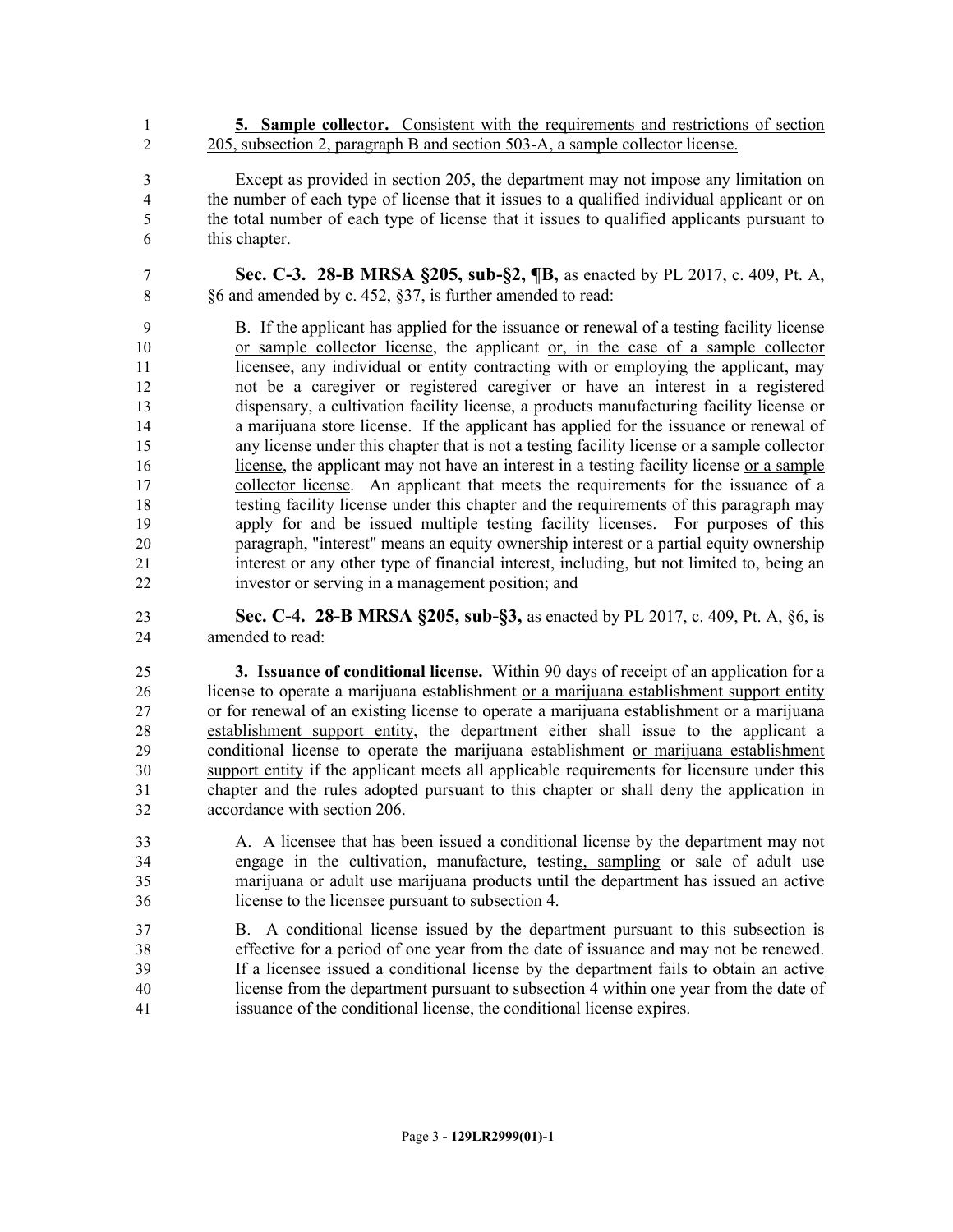**5. Sample collector.** Consistent with the requirements and restrictions of section 205, subsection 2, paragraph B and section 503-A, a sample collector license.

Except as provided in section 205, the department may not impose any limitation on the number of each type of license that it issues to a qualified individual applicant or on the total number of each type of license that it issues to qualified applicants pursuant to this chapter.

**Sec. C-3. 28-B MRSA §205, sub-§2, ¶B,** as enacted by PL 2017, c. 409, Pt. A, §6 and amended by c. 452, §37, is further amended to read:

B. If the applicant has applied for the issuance or renewal of a testing facility license or sample collector license, the applicant or, in the case of a sample collector licensee, any individual or entity contracting with or employing the applicant, may not be a caregiver or registered caregiver or have an interest in a registered dispensary, a cultivation facility license, a products manufacturing facility license or a marijuana store license. If the applicant has applied for the issuance or renewal of any license under this chapter that is not a testing facility license or a sample collector license, the applicant may not have an interest in a testing facility license or a sample collector license. An applicant that meets the requirements for the issuance of a testing facility license under this chapter and the requirements of this paragraph may apply for and be issued multiple testing facility licenses. For purposes of this paragraph, "interest" means an equity ownership interest or a partial equity ownership interest or any other type of financial interest, including, but not limited to, being an investor or serving in a management position; and

**Sec. C-4. 28-B MRSA §205, sub-§3,** as enacted by PL 2017, c. 409, Pt. A, §6, is amended to read:

**3. Issuance of conditional license.** Within 90 days of receipt of an application for a license to operate a marijuana establishment or a marijuana establishment support entity or for renewal of an existing license to operate a marijuana establishment or a marijuana establishment support entity, the department either shall issue to the applicant a conditional license to operate the marijuana establishment or marijuana establishment support entity if the applicant meets all applicable requirements for licensure under this chapter and the rules adopted pursuant to this chapter or shall deny the application in accordance with section 206.

A. A licensee that has been issued a conditional license by the department may not engage in the cultivation, manufacture, testing, sampling or sale of adult use marijuana or adult use marijuana products until the department has issued an active license to the licensee pursuant to subsection 4.

B. A conditional license issued by the department pursuant to this subsection is effective for a period of one year from the date of issuance and may not be renewed. If a licensee issued a conditional license by the department fails to obtain an active license from the department pursuant to subsection 4 within one year from the date of issuance of the conditional license, the conditional license expires.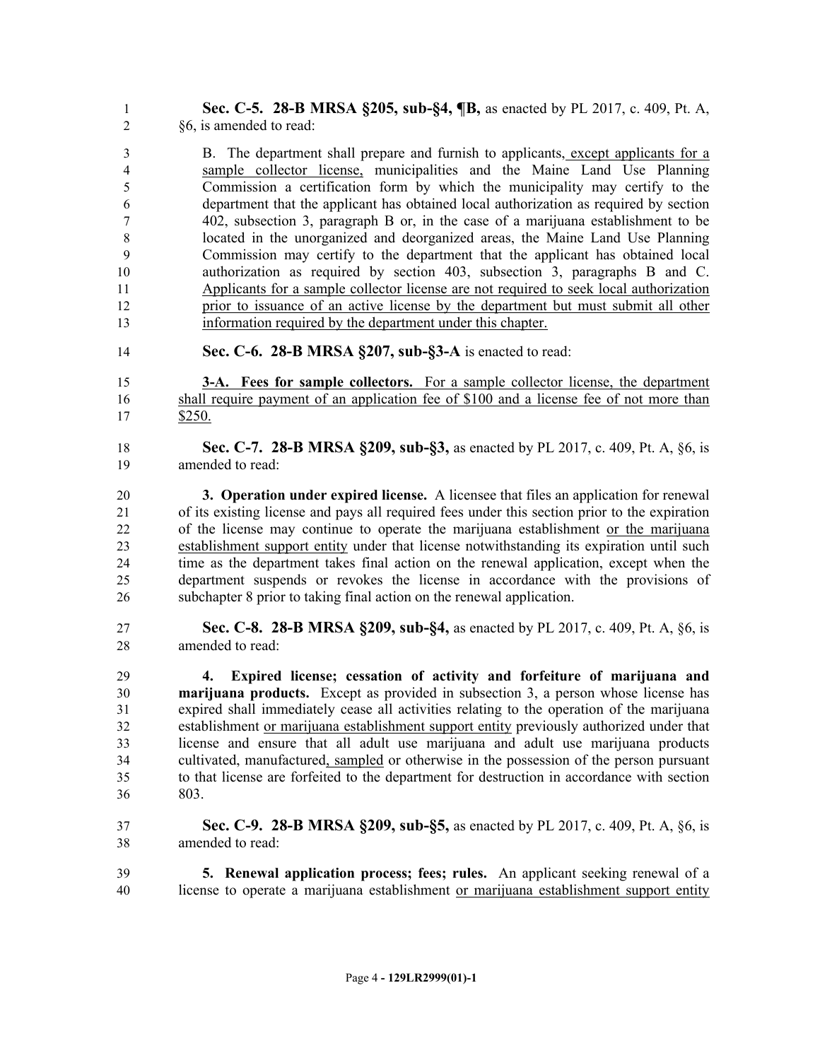**Sec. C-5. 28-B MRSA §205, sub-§4, ¶B,** as enacted by PL 2017, c. 409, Pt. A, §6, is amended to read:

B. The department shall prepare and furnish to applicants, except applicants for a sample collector license, municipalities and the Maine Land Use Planning Commission a certification form by which the municipality may certify to the department that the applicant has obtained local authorization as required by section 402, subsection 3, paragraph B or, in the case of a marijuana establishment to be located in the unorganized and deorganized areas, the Maine Land Use Planning Commission may certify to the department that the applicant has obtained local authorization as required by section 403, subsection 3, paragraphs B and C. Applicants for a sample collector license are not required to seek local authorization prior to issuance of an active license by the department but must submit all other information required by the department under this chapter.

**Sec. C-6. 28-B MRSA §207, sub-§3-A** is enacted to read:

**3-A. Fees for sample collectors.** For a sample collector license, the department shall require payment of an application fee of $100 and a license fee of not more than $250.

**Sec. C-7. 28-B MRSA §209, sub-§3,** as enacted by PL 2017, c. 409, Pt. A, §6, is amended to read:

**3. Operation under expired license.** A licensee that files an application for renewal of its existing license and pays all required fees under this section prior to the expiration of the license may continue to operate the marijuana establishment or the marijuana establishment support entity under that license notwithstanding its expiration until such time as the department takes final action on the renewal application, except when the department suspends or revokes the license in accordance with the provisions of subchapter 8 prior to taking final action on the renewal application.

**Sec. C-8. 28-B MRSA §209, sub-§4,** as enacted by PL 2017, c. 409, Pt. A, §6, is amended to read:

**4. Expired license; cessation of activity and forfeiture of marijuana and marijuana products.** Except as provided in subsection 3, a person whose license has expired shall immediately cease all activities relating to the operation of the marijuana establishment or marijuana establishment support entity previously authorized under that license and ensure that all adult use marijuana and adult use marijuana products cultivated, manufactured, sampled or otherwise in the possession of the person pursuant to that license are forfeited to the department for destruction in accordance with section 803.

**Sec. C-9. 28-B MRSA §209, sub-§5,** as enacted by PL 2017, c. 409, Pt. A, §6, is amended to read:

**5. Renewal application process; fees; rules.** An applicant seeking renewal of a license to operate a marijuana establishment or marijuana establishment support entity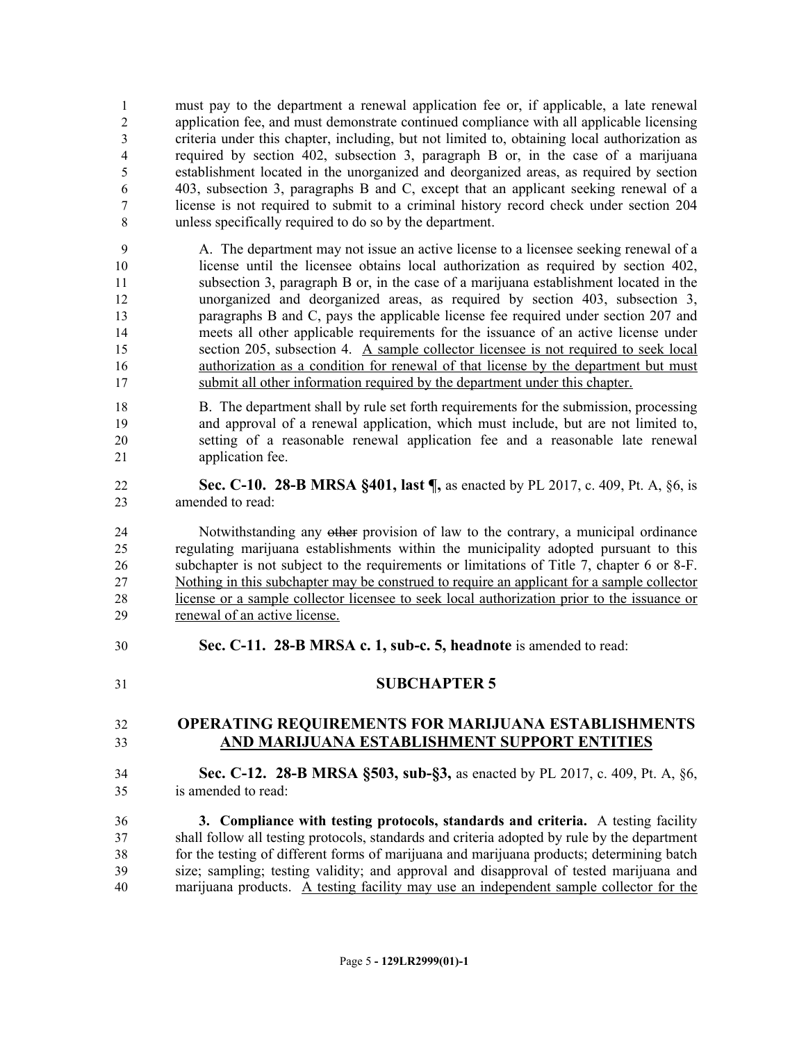must pay to the department a renewal application fee or, if applicable, a late renewal application fee, and must demonstrate continued compliance with all applicable licensing criteria under this chapter, including, but not limited to, obtaining local authorization as required by section 402, subsection 3, paragraph B or, in the case of a marijuana establishment located in the unorganized and deorganized areas, as required by section 403, subsection 3, paragraphs B and C, except that an applicant seeking renewal of a license is not required to submit to a criminal history record check under section 204 unless specifically required to do so by the department.

A. The department may not issue an active license to a licensee seeking renewal of a license until the licensee obtains local authorization as required by section 402, subsection 3, paragraph B or, in the case of a marijuana establishment located in the unorganized and deorganized areas, as required by section 403, subsection 3, paragraphs B and C, pays the applicable license fee required under section 207 and meets all other applicable requirements for the issuance of an active license under section 205, subsection 4. <u>A sample collector licensee is not required to seek local authorization as a condition for renewal of that license by the department but must submit all other information required by the department under this chapter.</u>

B. The department shall by rule set forth requirements for the submission, processing and approval of a renewal application, which must include, but are not limited to, setting of a reasonable renewal application fee and a reasonable late renewal application fee.

**Sec. C-10. 28-B MRSA §401, last ¶,** as enacted by PL 2017, c. 409, Pt. A, §6, is amended to read:

Notwithstanding any ~~other~~ provision of law to the contrary, a municipal ordinance regulating marijuana establishments within the municipality adopted pursuant to this subchapter is not subject to the requirements or limitations of Title 7, chapter 6 or 8-F. <u>Nothing in this subchapter may be construed to require an applicant for a sample collector license or a sample collector licensee to seek local authorization prior to the issuance or renewal of an active license.</u>

**Sec. C-11. 28-B MRSA c. 1, sub-c. 5, headnote** is amended to read:

**SUBCHAPTER 5**

**OPERATING REQUIREMENTS FOR MARIJUANA ESTABLISHMENTS <u>AND MARIJUANA ESTABLISHMENT SUPPORT ENTITIES</u>**

**Sec. C-12. 28-B MRSA §503, sub-§3,** as enacted by PL 2017, c. 409, Pt. A, §6, is amended to read:

**3. Compliance with testing protocols, standards and criteria.** A testing facility shall follow all testing protocols, standards and criteria adopted by rule by the department for the testing of different forms of marijuana and marijuana products; determining batch size; sampling; testing validity; and approval and disapproval of tested marijuana and marijuana products. <u>A testing facility may use an independent sample collector for the</u>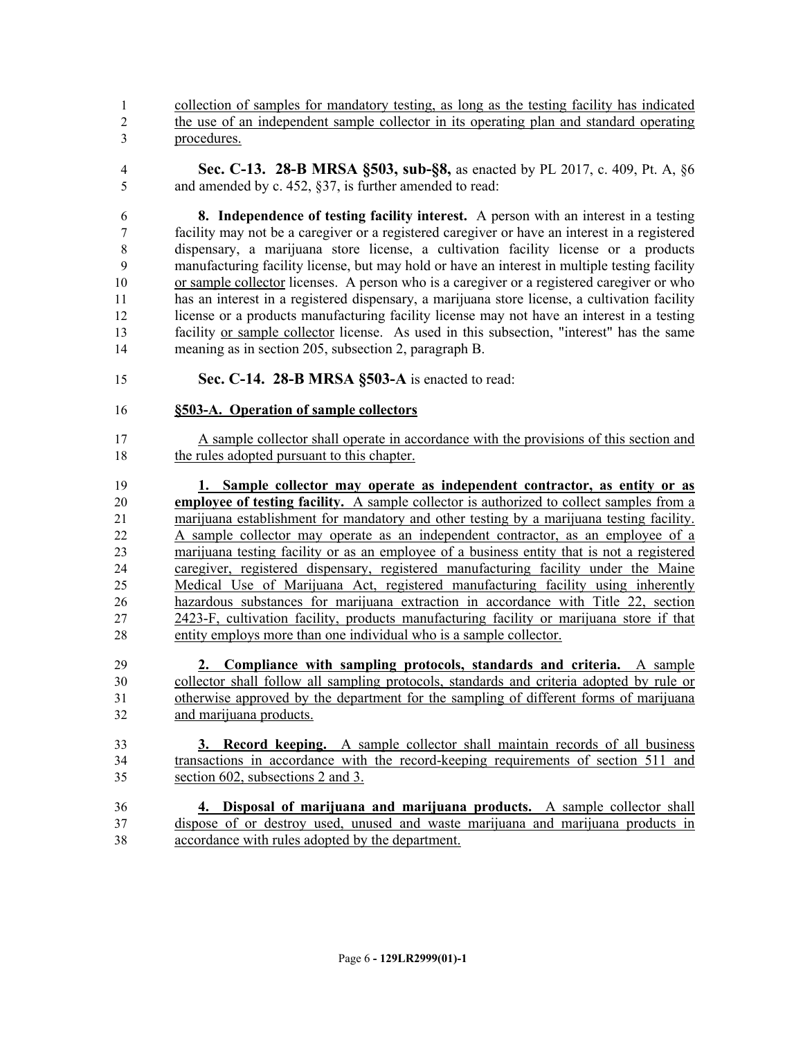collection of samples for mandatory testing, as long as the testing facility has indicated the use of an independent sample collector in its operating plan and standard operating procedures.

**Sec. C-13. 28-B MRSA §503, sub-§8,** as enacted by PL 2017, c. 409, Pt. A, §6 and amended by c. 452, §37, is further amended to read:

**8. Independence of testing facility interest.** A person with an interest in a testing facility may not be a caregiver or a registered caregiver or have an interest in a registered dispensary, a marijuana store license, a cultivation facility license or a products manufacturing facility license, but may hold or have an interest in multiple testing facility or sample collector licenses. A person who is a caregiver or a registered caregiver or who has an interest in a registered dispensary, a marijuana store license, a cultivation facility license or a products manufacturing facility license may not have an interest in a testing facility or sample collector license. As used in this subsection, "interest" has the same meaning as in section 205, subsection 2, paragraph B.

**Sec. C-14. 28-B MRSA §503-A** is enacted to read:

**§503-A. Operation of sample collectors**

A sample collector shall operate in accordance with the provisions of this section and the rules adopted pursuant to this chapter.

**1. Sample collector may operate as independent contractor, as entity or as employee of testing facility.** A sample collector is authorized to collect samples from a marijuana establishment for mandatory and other testing by a marijuana testing facility. A sample collector may operate as an independent contractor, as an employee of a marijuana testing facility or as an employee of a business entity that is not a registered caregiver, registered dispensary, registered manufacturing facility under the Maine Medical Use of Marijuana Act, registered manufacturing facility using inherently hazardous substances for marijuana extraction in accordance with Title 22, section 2423-F, cultivation facility, products manufacturing facility or marijuana store if that entity employs more than one individual who is a sample collector.

**2. Compliance with sampling protocols, standards and criteria.** A sample collector shall follow all sampling protocols, standards and criteria adopted by rule or otherwise approved by the department for the sampling of different forms of marijuana and marijuana products.

**3. Record keeping.** A sample collector shall maintain records of all business transactions in accordance with the record-keeping requirements of section 511 and section 602, subsections 2 and 3.

**4. Disposal of marijuana and marijuana products.** A sample collector shall dispose of or destroy used, unused and waste marijuana and marijuana products in accordance with rules adopted by the department.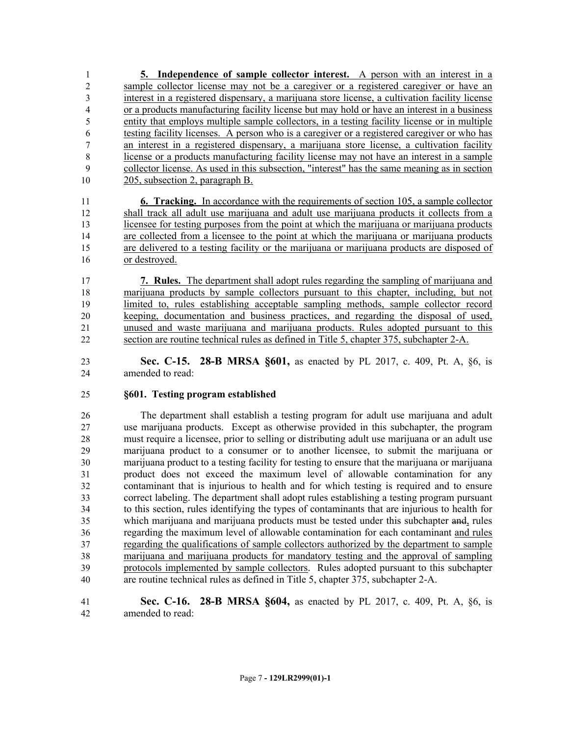**5. Independence of sample collector interest.** A person with an interest in a sample collector license may not be a caregiver or a registered caregiver or have an interest in a registered dispensary, a marijuana store license, a cultivation facility license or a products manufacturing facility license but may hold or have an interest in a business entity that employs multiple sample collectors, in a testing facility license or in multiple testing facility licenses. A person who is a caregiver or a registered caregiver or who has an interest in a registered dispensary, a marijuana store license, a cultivation facility license or a products manufacturing facility license may not have an interest in a sample collector license. As used in this subsection, "interest" has the same meaning as in section 205, subsection 2, paragraph B.

**6. Tracking.** In accordance with the requirements of section 105, a sample collector shall track all adult use marijuana and adult use marijuana products it collects from a licensee for testing purposes from the point at which the marijuana or marijuana products are collected from a licensee to the point at which the marijuana or marijuana products are delivered to a testing facility or the marijuana or marijuana products are disposed of or destroyed.

**7. Rules.** The department shall adopt rules regarding the sampling of marijuana and marijuana products by sample collectors pursuant to this chapter, including, but not limited to, rules establishing acceptable sampling methods, sample collector record keeping, documentation and business practices, and regarding the disposal of used, unused and waste marijuana and marijuana products. Rules adopted pursuant to this section are routine technical rules as defined in Title 5, chapter 375, subchapter 2-A.

**Sec. C-15. 28-B MRSA §601,** as enacted by PL 2017, c. 409, Pt. A, §6, is amended to read:

**§601. Testing program established**

The department shall establish a testing program for adult use marijuana and adult use marijuana products. Except as otherwise provided in this subchapter, the program must require a licensee, prior to selling or distributing adult use marijuana or an adult use marijuana product to a consumer or to another licensee, to submit the marijuana or marijuana product to a testing facility for testing to ensure that the marijuana or marijuana product does not exceed the maximum level of allowable contamination for any contaminant that is injurious to health and for which testing is required and to ensure correct labeling. The department shall adopt rules establishing a testing program pursuant to this section, rules identifying the types of contaminants that are injurious to health for which marijuana and marijuana products must be tested under this subchapter ~~and~~, rules regarding the maximum level of allowable contamination for each contaminant and rules regarding the qualifications of sample collectors authorized by the department to sample marijuana and marijuana products for mandatory testing and the approval of sampling protocols implemented by sample collectors. Rules adopted pursuant to this subchapter are routine technical rules as defined in Title 5, chapter 375, subchapter 2-A.

**Sec. C-16. 28-B MRSA §604,** as enacted by PL 2017, c. 409, Pt. A, §6, is amended to read: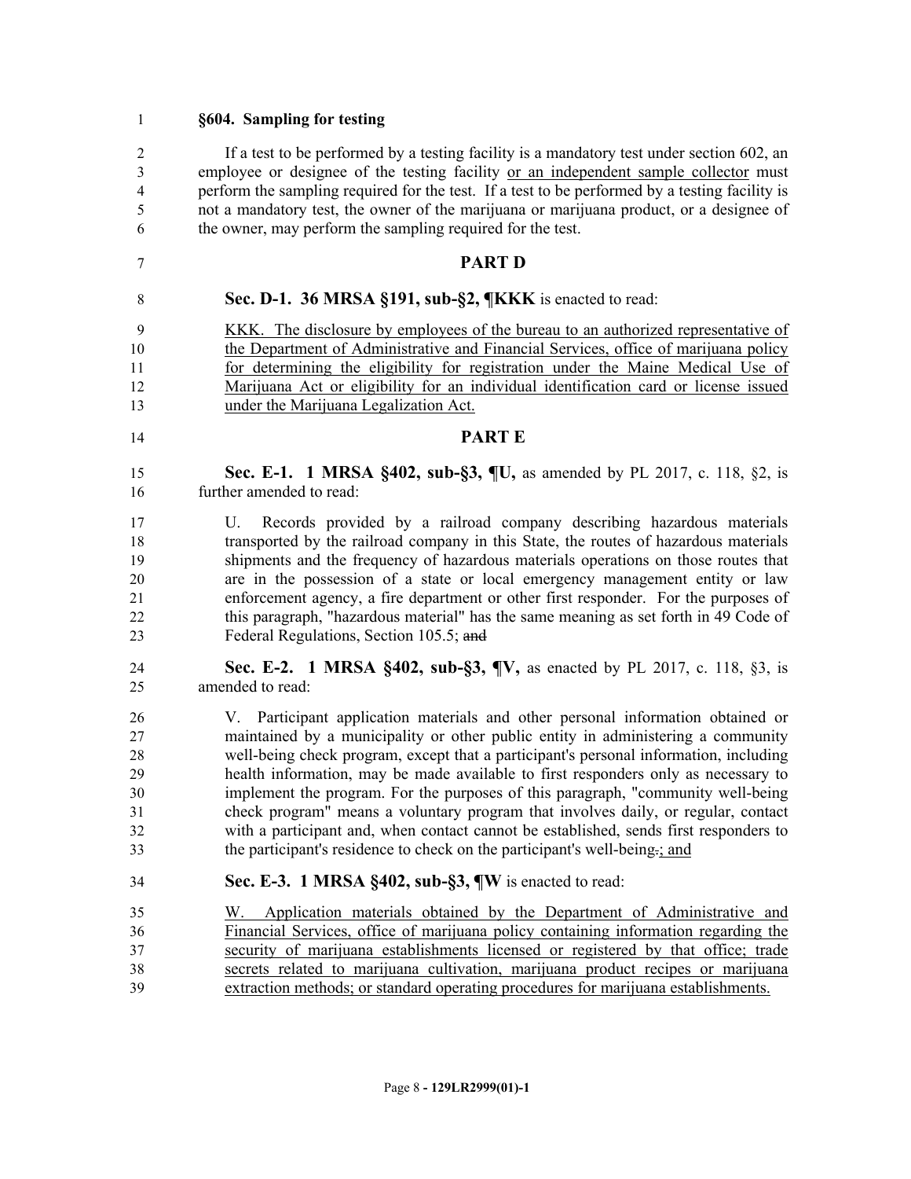**§604. Sampling for testing**

If a test to be performed by a testing facility is a mandatory test under section 602, an employee or designee of the testing facility <u>or an independent sample collector</u> must perform the sampling required for the test. If a test to be performed by a testing facility is not a mandatory test, the owner of the marijuana or marijuana product, or a designee of the owner, may perform the sampling required for the test.

## PART D

**Sec. D-1. 36 MRSA §191, sub-§2, ¶KKK** is enacted to read:

<u>KKK. The disclosure by employees of the bureau to an authorized representative of the Department of Administrative and Financial Services, office of marijuana policy for determining the eligibility for registration under the Maine Medical Use of Marijuana Act or eligibility for an individual identification card or license issued under the Marijuana Legalization Act.</u>

## PART E

**Sec. E-1. 1 MRSA §402, sub-§3, ¶U,** as amended by PL 2017, c. 118, §2, is further amended to read:

U. Records provided by a railroad company describing hazardous materials transported by the railroad company in this State, the routes of hazardous materials shipments and the frequency of hazardous materials operations on those routes that are in the possession of a state or local emergency management entity or law enforcement agency, a fire department or other first responder. For the purposes of this paragraph, "hazardous material" has the same meaning as set forth in 49 Code of Federal Regulations, Section 105.5; ~~and~~

**Sec. E-2. 1 MRSA §402, sub-§3, ¶V,** as enacted by PL 2017, c. 118, §3, is amended to read:

V. Participant application materials and other personal information obtained or maintained by a municipality or other public entity in administering a community well-being check program, except that a participant's personal information, including health information, may be made available to first responders only as necessary to implement the program. For the purposes of this paragraph, "community well-being check program" means a voluntary program that involves daily, or regular, contact with a participant and, when contact cannot be established, sends first responders to the participant's residence to check on the participant's well-being~~.~~<u>; and</u>

**Sec. E-3. 1 MRSA §402, sub-§3, ¶W** is enacted to read:

<u>W. Application materials obtained by the Department of Administrative and Financial Services, office of marijuana policy containing information regarding the security of marijuana establishments licensed or registered by that office; trade secrets related to marijuana cultivation, marijuana product recipes or marijuana extraction methods; or standard operating procedures for marijuana establishments.</u>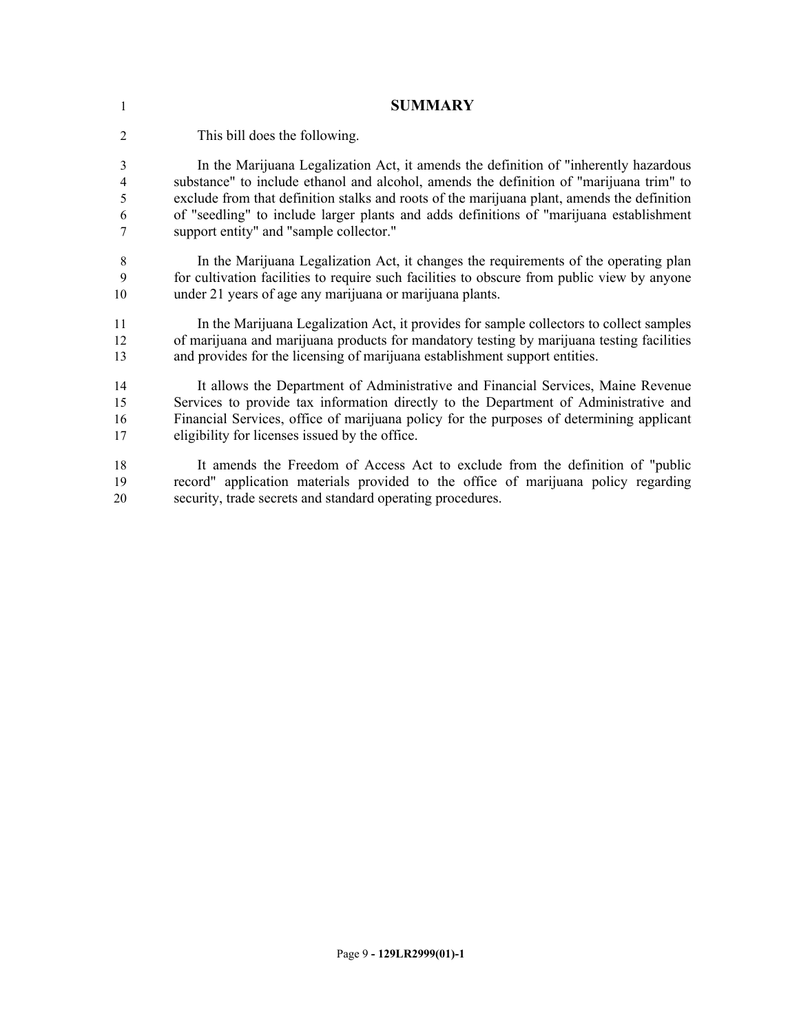## SUMMARY

This bill does the following.

In the Marijuana Legalization Act, it amends the definition of "inherently hazardous substance" to include ethanol and alcohol, amends the definition of "marijuana trim" to exclude from that definition stalks and roots of the marijuana plant, amends the definition of "seedling" to include larger plants and adds definitions of "marijuana establishment support entity" and "sample collector."

In the Marijuana Legalization Act, it changes the requirements of the operating plan for cultivation facilities to require such facilities to obscure from public view by anyone under 21 years of age any marijuana or marijuana plants.

In the Marijuana Legalization Act, it provides for sample collectors to collect samples of marijuana and marijuana products for mandatory testing by marijuana testing facilities and provides for the licensing of marijuana establishment support entities.

It allows the Department of Administrative and Financial Services, Maine Revenue Services to provide tax information directly to the Department of Administrative and Financial Services, office of marijuana policy for the purposes of determining applicant eligibility for licenses issued by the office.

It amends the Freedom of Access Act to exclude from the definition of "public record" application materials provided to the office of marijuana policy regarding security, trade secrets and standard operating procedures.